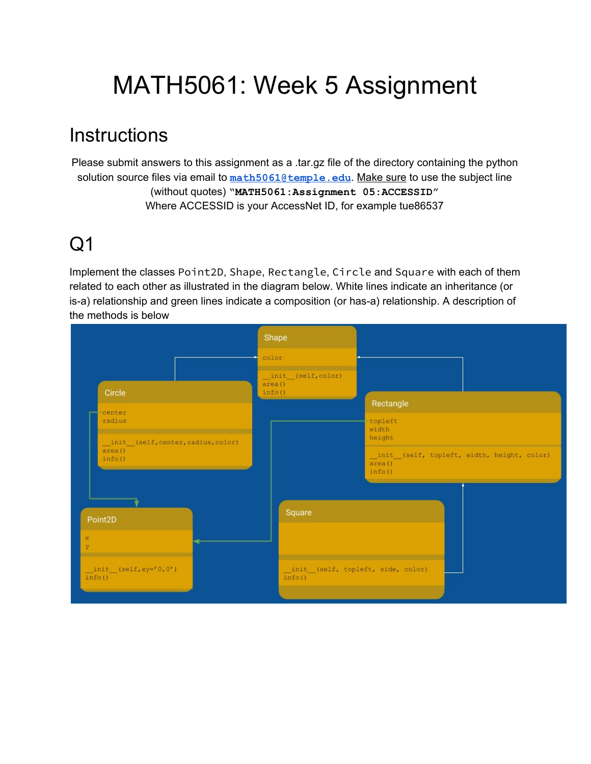# MATH5061: Week 5 Assignment

## Instructions

Please submit answers to this assignment as a .tar.gz file of the directory containing the python solution source files via email to **math5061@temple.edu**. Make sure to use the subject line (without quotes) **"MATH5061:Assignment 05:ACCESSID"**
Where ACCESSID is your AccessNet ID, for example tue86537

## Q1

Implement the classes `Point2D`, `Shape`, `Rectangle`, `Circle` and `Square` with each of them related to each other as illustrated in the diagram below. White lines indicate an inheritance (or is-a) relationship and green lines indicate a composition (or has-a) relationship. A description of the methods is below

```
Shape
  color
  __init__(self,color)
  area()
  info()

Circle
  center
  radius
  __init__(self,center,radius,color)
  area()
  info()

Rectangle
  topleft
  width
  height
  __init__(self, topleft, width, height, color)
  area()
  info()

Point2D
  x
  y
  __init__(self,xy='0,0')
  info()

Square
  __init__(self, topleft, side, color)
  info()
```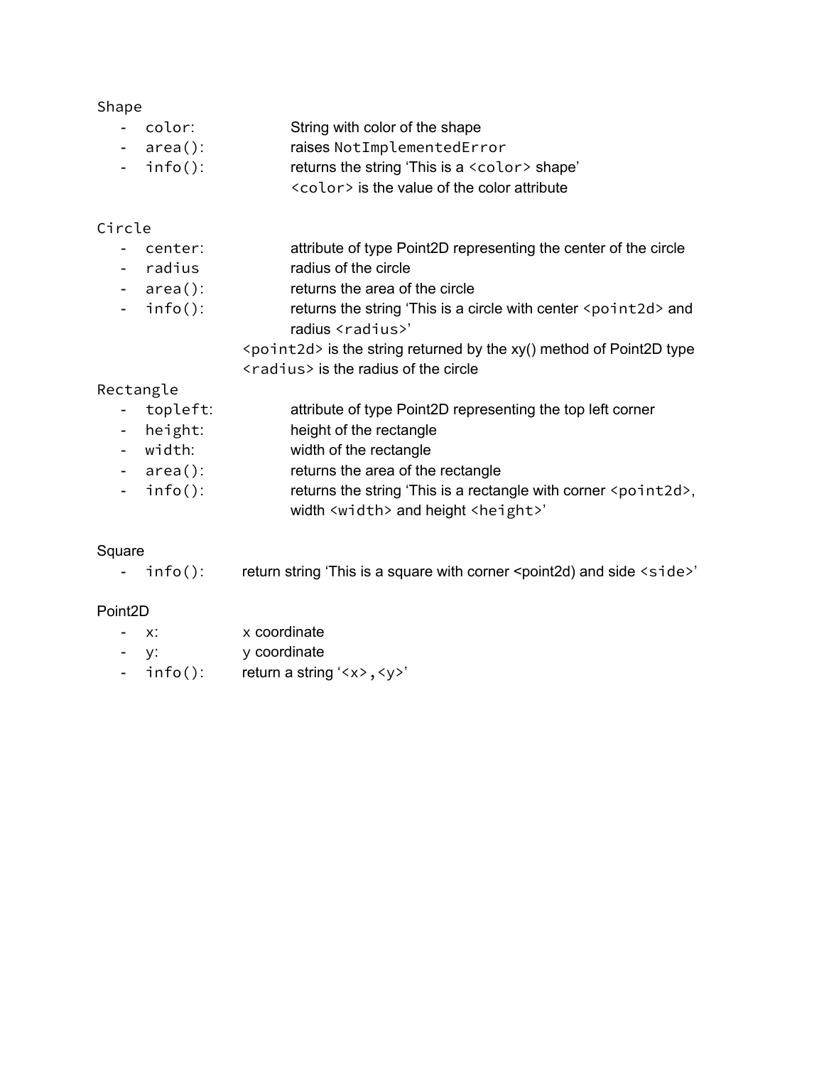Shape

- `color`: String with color of the shape
- `area()`: raises `NotImplementedError`
- `info()`: returns the string 'This is a `<color>` shape'
  `<color>` is the value of the color attribute

Circle

- `center`: attribute of type Point2D representing the center of the circle
- `radius` radius of the circle
- `area()`: returns the area of the circle
- `info()`: returns the string 'This is a circle with center `<point2d>` and radius `<radius>`'
  `<point2d>` is the string returned by the xy() method of Point2D type
  `<radius>` is the radius of the circle

Rectangle

- `topleft`: attribute of type Point2D representing the top left corner
- `height`: height of the rectangle
- `width`: width of the rectangle
- `area()`: returns the area of the rectangle
- `info()`: returns the string 'This is a rectangle with corner `<point2d>`, width `<width>` and height `<height>`'

Square

- `info()`: return string 'This is a square with corner <point2d) and side `<side>`'

Point2D

- `x`: x coordinate
- `y`: y coordinate
- `info()`: return a string '`<x>,<y>`'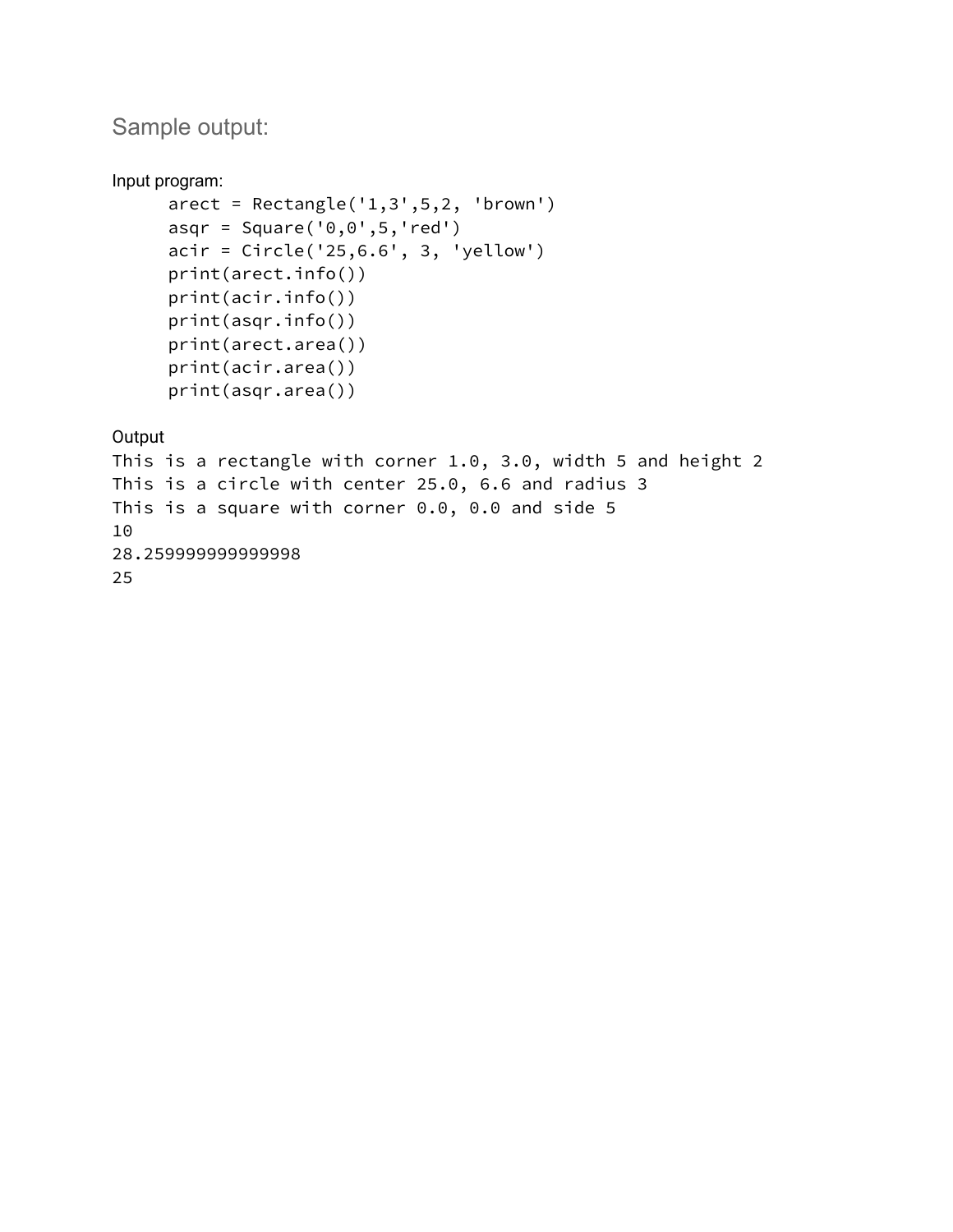## Sample output:

Input program:

```
arect = Rectangle('1,3',5,2, 'brown')
asqr = Square('0,0',5,'red')
acir = Circle('25,6.6', 3, 'yellow')
print(arect.info())
print(acir.info())
print(asqr.info())
print(arect.area())
print(acir.area())
print(asqr.area())
```

Output

```
This is a rectangle with corner 1.0, 3.0, width 5 and height 2
This is a circle with center 25.0, 6.6 and radius 3
This is a square with corner 0.0, 0.0 and side 5
10
28.259999999999998
25
```